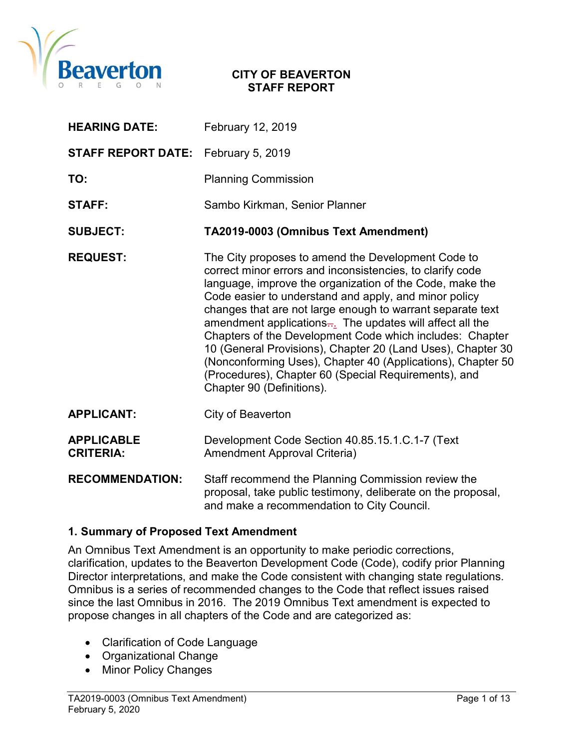**CITY OF BEAVERTON**
**STAFF REPORT**

| | |
|---|---|
| **HEARING DATE:** | February 12, 2019 |
| **STAFF REPORT DATE:** | February 5, 2019 |
| **TO:** | Planning Commission |
| **STAFF:** | Sambo Kirkman, Senior Planner |
| **SUBJECT:** | **TA2019-0003 (Omnibus Text Amendment)** |
| **REQUEST:** | The City proposes to amend the Development Code to correct minor errors and inconsistencies, to clarify code language, improve the organization of the Code, make the Code easier to understand and apply, and minor policy changes that are not large enough to warrant separate text amendment applications. The updates will affect all the Chapters of the Development Code which includes: Chapter 10 (General Provisions), Chapter 20 (Land Uses), Chapter 30 (Nonconforming Uses), Chapter 40 (Applications), Chapter 50 (Procedures), Chapter 60 (Special Requirements), and Chapter 90 (Definitions). |
| **APPLICANT:** | City of Beaverton |
| **APPLICABLE CRITERIA:** | Development Code Section 40.85.15.1.C.1-7 (Text Amendment Approval Criteria) |
| **RECOMMENDATION:** | Staff recommend the Planning Commission review the proposal, take public testimony, deliberate on the proposal, and make a recommendation to City Council. |

### 1. Summary of Proposed Text Amendment

An Omnibus Text Amendment is an opportunity to make periodic corrections, clarification, updates to the Beaverton Development Code (Code), codify prior Planning Director interpretations, and make the Code consistent with changing state regulations. Omnibus is a series of recommended changes to the Code that reflect issues raised since the last Omnibus in 2016. The 2019 Omnibus Text amendment is expected to propose changes in all chapters of the Code and are categorized as:

- Clarification of Code Language
- Organizational Change
- Minor Policy Changes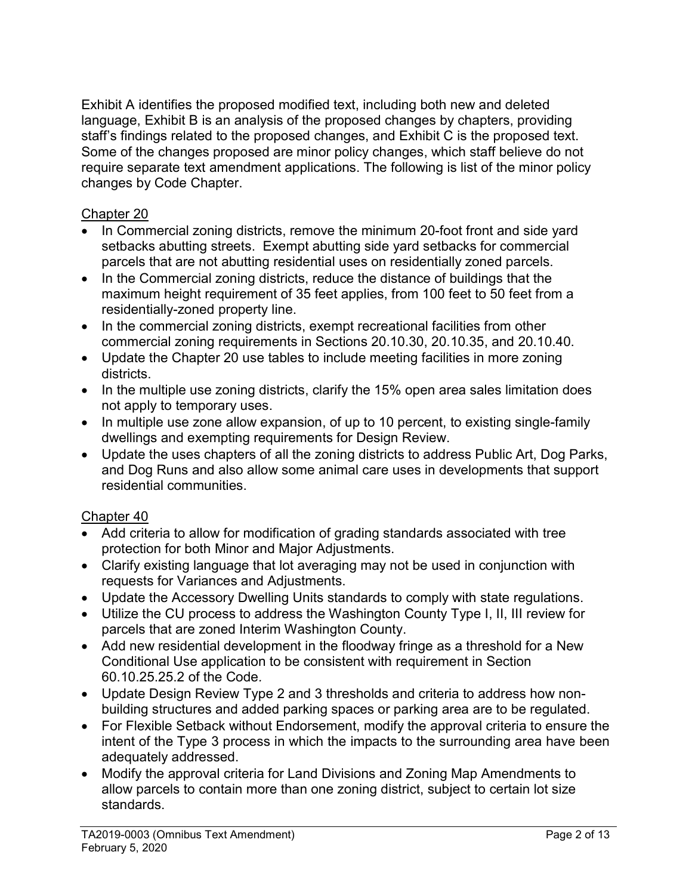Exhibit A identifies the proposed modified text, including both new and deleted language, Exhibit B is an analysis of the proposed changes by chapters, providing staff's findings related to the proposed changes, and Exhibit C is the proposed text. Some of the changes proposed are minor policy changes, which staff believe do not require separate text amendment applications. The following is list of the minor policy changes by Code Chapter.

Chapter 20

- In Commercial zoning districts, remove the minimum 20-foot front and side yard setbacks abutting streets. Exempt abutting side yard setbacks for commercial parcels that are not abutting residential uses on residentially zoned parcels.
- In the Commercial zoning districts, reduce the distance of buildings that the maximum height requirement of 35 feet applies, from 100 feet to 50 feet from a residentially-zoned property line.
- In the commercial zoning districts, exempt recreational facilities from other commercial zoning requirements in Sections 20.10.30, 20.10.35, and 20.10.40.
- Update the Chapter 20 use tables to include meeting facilities in more zoning districts.
- In the multiple use zoning districts, clarify the 15% open area sales limitation does not apply to temporary uses.
- In multiple use zone allow expansion, of up to 10 percent, to existing single-family dwellings and exempting requirements for Design Review.
- Update the uses chapters of all the zoning districts to address Public Art, Dog Parks, and Dog Runs and also allow some animal care uses in developments that support residential communities.

Chapter 40

- Add criteria to allow for modification of grading standards associated with tree protection for both Minor and Major Adjustments.
- Clarify existing language that lot averaging may not be used in conjunction with requests for Variances and Adjustments.
- Update the Accessory Dwelling Units standards to comply with state regulations.
- Utilize the CU process to address the Washington County Type I, II, III review for parcels that are zoned Interim Washington County.
- Add new residential development in the floodway fringe as a threshold for a New Conditional Use application to be consistent with requirement in Section 60.10.25.25.2 of the Code.
- Update Design Review Type 2 and 3 thresholds and criteria to address how non-building structures and added parking spaces or parking area are to be regulated.
- For Flexible Setback without Endorsement, modify the approval criteria to ensure the intent of the Type 3 process in which the impacts to the surrounding area have been adequately addressed.
- Modify the approval criteria for Land Divisions and Zoning Map Amendments to allow parcels to contain more than one zoning district, subject to certain lot size standards.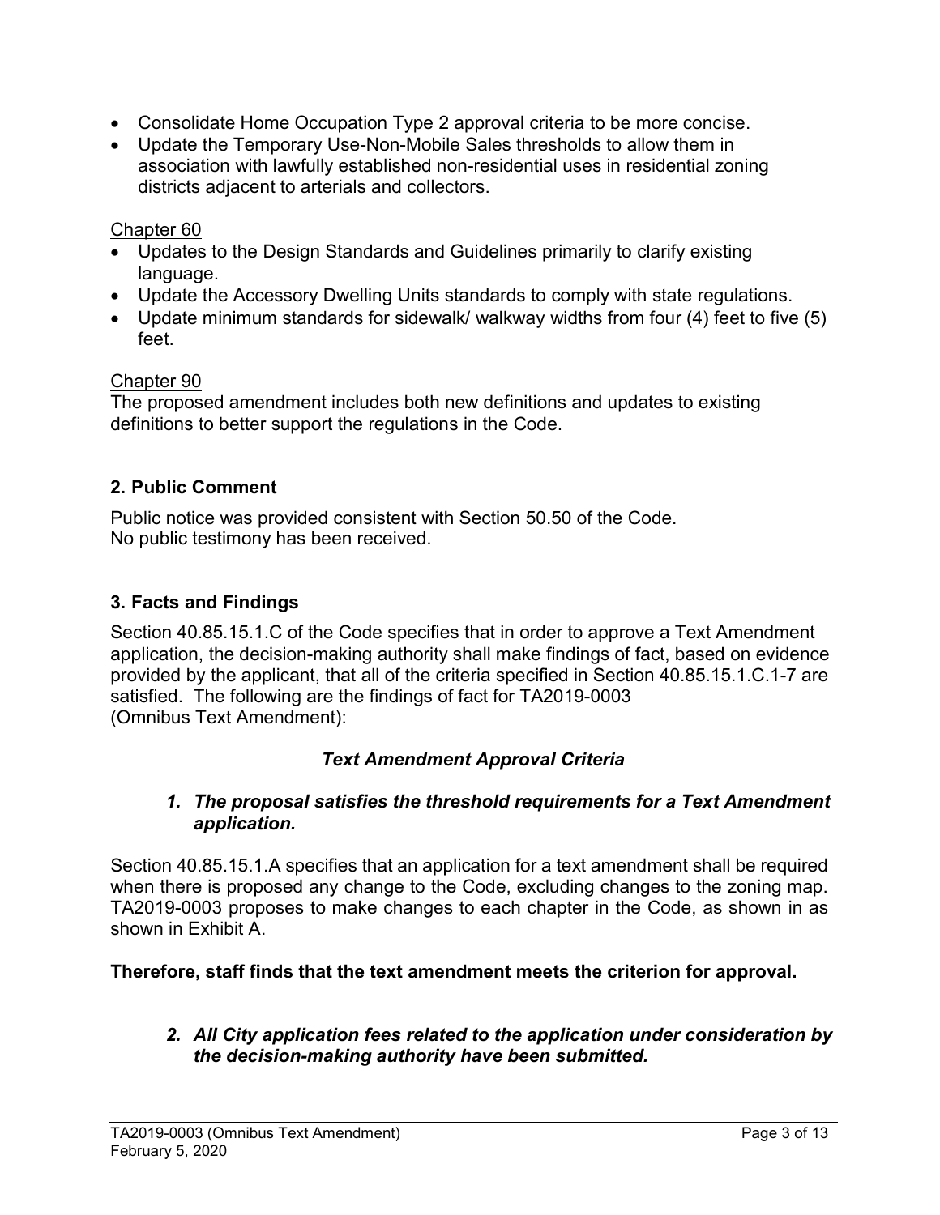- Consolidate Home Occupation Type 2 approval criteria to be more concise.
- Update the Temporary Use-Non-Mobile Sales thresholds to allow them in association with lawfully established non-residential uses in residential zoning districts adjacent to arterials and collectors.

Chapter 60

- Updates to the Design Standards and Guidelines primarily to clarify existing language.
- Update the Accessory Dwelling Units standards to comply with state regulations.
- Update minimum standards for sidewalk/ walkway widths from four (4) feet to five (5) feet.

Chapter 90

The proposed amendment includes both new definitions and updates to existing definitions to better support the regulations in the Code.

## 2. Public Comment

Public notice was provided consistent with Section 50.50 of the Code.
No public testimony has been received.

## 3. Facts and Findings

Section 40.85.15.1.C of the Code specifies that in order to approve a Text Amendment application, the decision-making authority shall make findings of fact, based on evidence provided by the applicant, that all of the criteria specified in Section 40.85.15.1.C.1-7 are satisfied. The following are the findings of fact for TA2019-0003 (Omnibus Text Amendment):

### *Text Amendment Approval Criteria*

1. ***The proposal satisfies the threshold requirements for a Text Amendment application.***

Section 40.85.15.1.A specifies that an application for a text amendment shall be required when there is proposed any change to the Code, excluding changes to the zoning map. TA2019-0003 proposes to make changes to each chapter in the Code, as shown in as shown in Exhibit A.

**Therefore, staff finds that the text amendment meets the criterion for approval.**

2. ***All City application fees related to the application under consideration by the decision-making authority have been submitted.***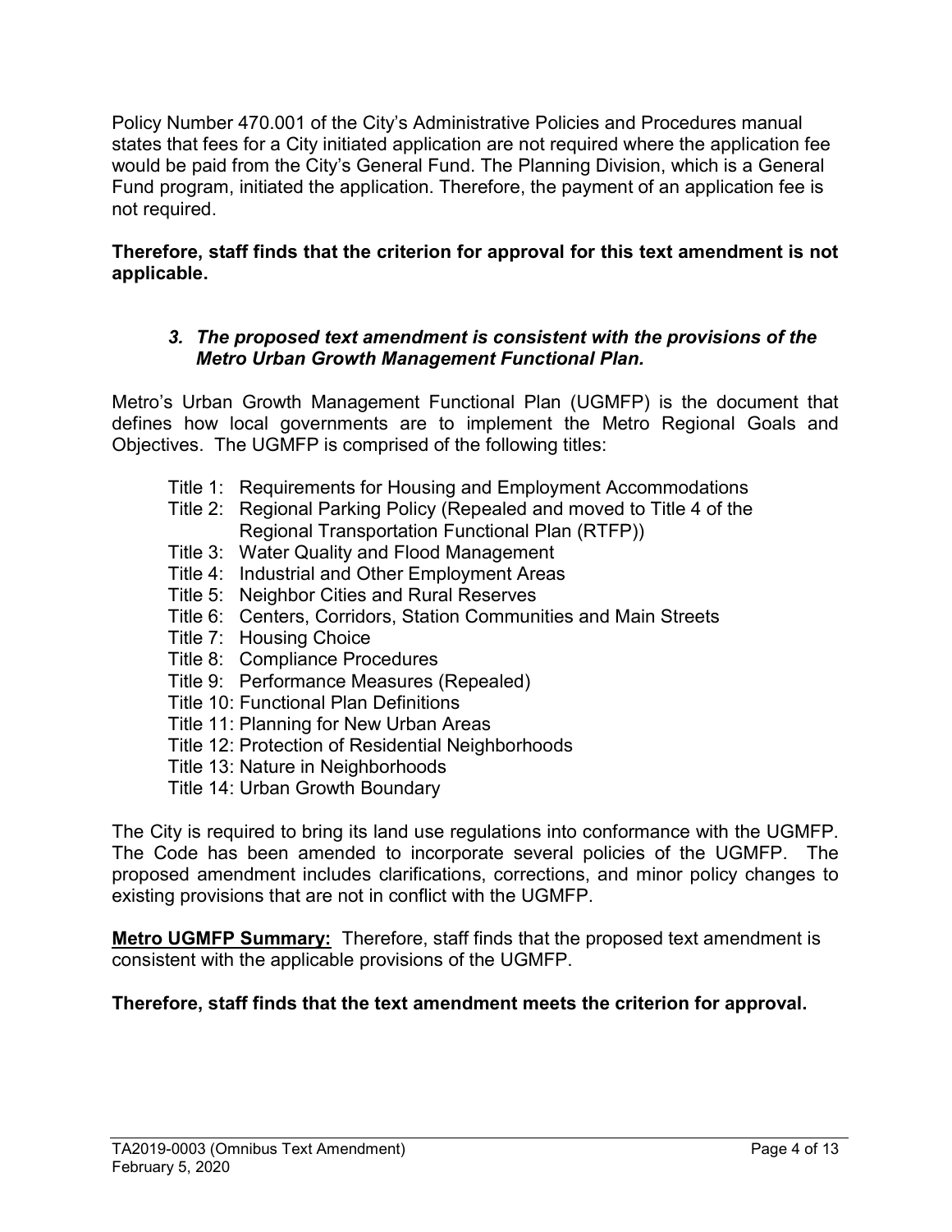Policy Number 470.001 of the City's Administrative Policies and Procedures manual states that fees for a City initiated application are not required where the application fee would be paid from the City's General Fund. The Planning Division, which is a General Fund program, initiated the application. Therefore, the payment of an application fee is not required.

**Therefore, staff finds that the criterion for approval for this text amendment is not applicable.**

3. ***The proposed text amendment is consistent with the provisions of the Metro Urban Growth Management Functional Plan.***

Metro's Urban Growth Management Functional Plan (UGMFP) is the document that defines how local governments are to implement the Metro Regional Goals and Objectives. The UGMFP is comprised of the following titles:

- Title 1: Requirements for Housing and Employment Accommodations
- Title 2: Regional Parking Policy (Repealed and moved to Title 4 of the Regional Transportation Functional Plan (RTFP))
- Title 3: Water Quality and Flood Management
- Title 4: Industrial and Other Employment Areas
- Title 5: Neighbor Cities and Rural Reserves
- Title 6: Centers, Corridors, Station Communities and Main Streets
- Title 7: Housing Choice
- Title 8: Compliance Procedures
- Title 9: Performance Measures (Repealed)
- Title 10: Functional Plan Definitions
- Title 11: Planning for New Urban Areas
- Title 12: Protection of Residential Neighborhoods
- Title 13: Nature in Neighborhoods
- Title 14: Urban Growth Boundary

The City is required to bring its land use regulations into conformance with the UGMFP. The Code has been amended to incorporate several policies of the UGMFP. The proposed amendment includes clarifications, corrections, and minor policy changes to existing provisions that are not in conflict with the UGMFP.

**Metro UGMFP Summary:** Therefore, staff finds that the proposed text amendment is consistent with the applicable provisions of the UGMFP.

**Therefore, staff finds that the text amendment meets the criterion for approval.**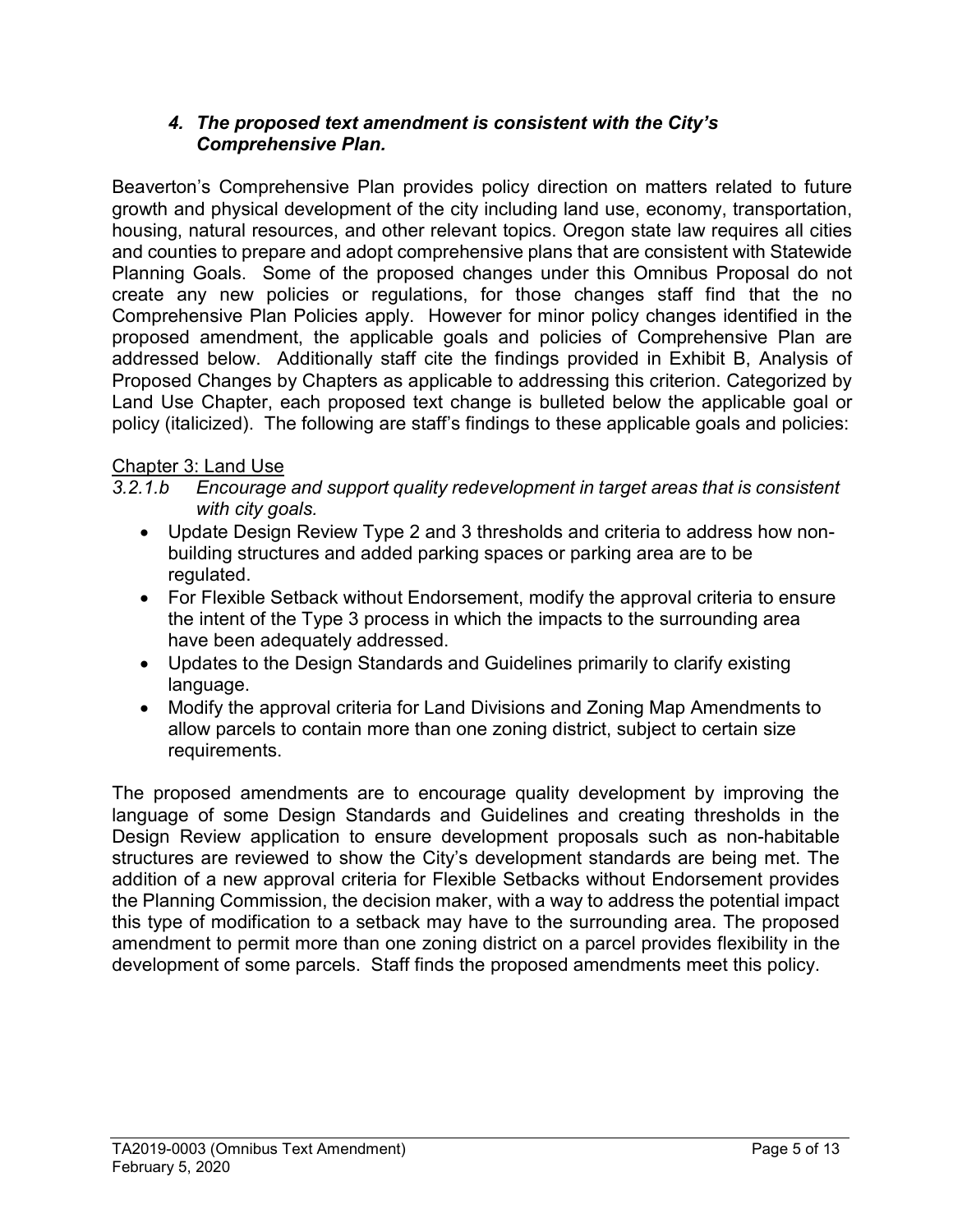### *4. The proposed text amendment is consistent with the City's Comprehensive Plan.*

Beaverton's Comprehensive Plan provides policy direction on matters related to future growth and physical development of the city including land use, economy, transportation, housing, natural resources, and other relevant topics. Oregon state law requires all cities and counties to prepare and adopt comprehensive plans that are consistent with Statewide Planning Goals. Some of the proposed changes under this Omnibus Proposal do not create any new policies or regulations, for those changes staff find that the no Comprehensive Plan Policies apply. However for minor policy changes identified in the proposed amendment, the applicable goals and policies of Comprehensive Plan are addressed below. Additionally staff cite the findings provided in Exhibit B, Analysis of Proposed Changes by Chapters as applicable to addressing this criterion. Categorized by Land Use Chapter, each proposed text change is bulleted below the applicable goal or policy (italicized). The following are staff's findings to these applicable goals and policies:

Chapter 3: Land Use

*3.2.1.b Encourage and support quality redevelopment in target areas that is consistent with city goals.*

- Update Design Review Type 2 and 3 thresholds and criteria to address how non-building structures and added parking spaces or parking area are to be regulated.
- For Flexible Setback without Endorsement, modify the approval criteria to ensure the intent of the Type 3 process in which the impacts to the surrounding area have been adequately addressed.
- Updates to the Design Standards and Guidelines primarily to clarify existing language.
- Modify the approval criteria for Land Divisions and Zoning Map Amendments to allow parcels to contain more than one zoning district, subject to certain size requirements.

The proposed amendments are to encourage quality development by improving the language of some Design Standards and Guidelines and creating thresholds in the Design Review application to ensure development proposals such as non-habitable structures are reviewed to show the City's development standards are being met. The addition of a new approval criteria for Flexible Setbacks without Endorsement provides the Planning Commission, the decision maker, with a way to address the potential impact this type of modification to a setback may have to the surrounding area. The proposed amendment to permit more than one zoning district on a parcel provides flexibility in the development of some parcels. Staff finds the proposed amendments meet this policy.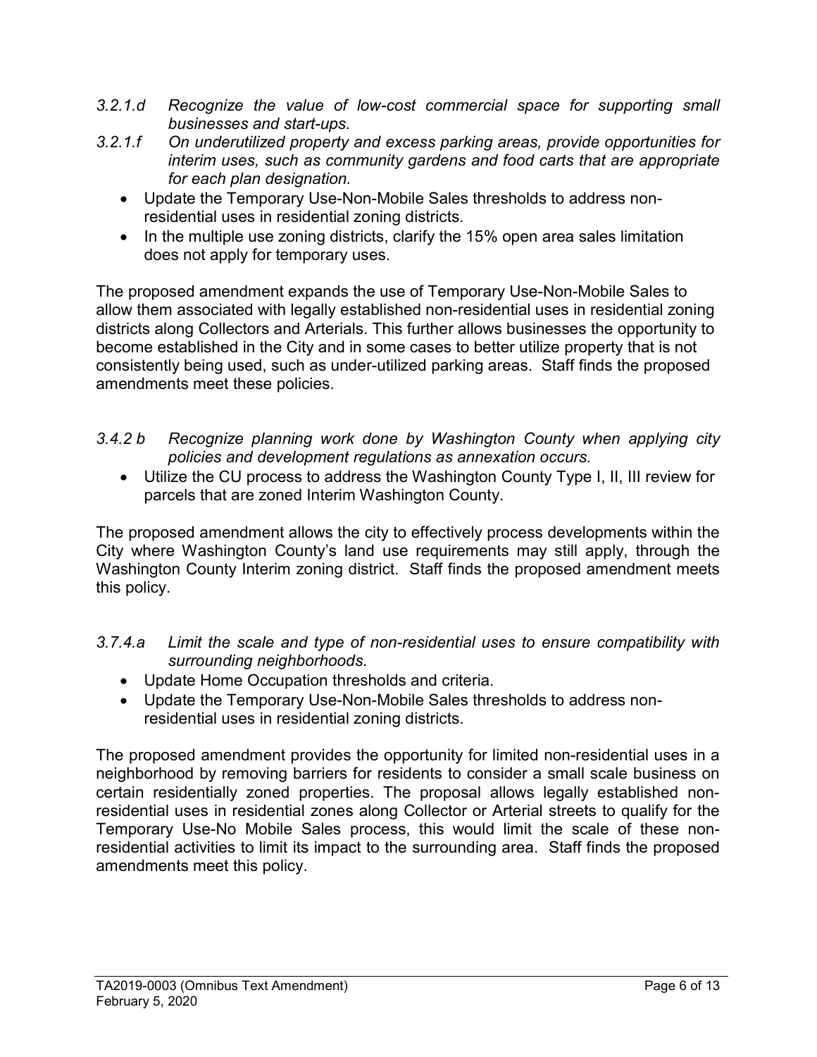*3.2.1.d Recognize the value of low-cost commercial space for supporting small businesses and start-ups.*

*3.2.1.f On underutilized property and excess parking areas, provide opportunities for interim uses, such as community gardens and food carts that are appropriate for each plan designation.*

- Update the Temporary Use-Non-Mobile Sales thresholds to address non-residential uses in residential zoning districts.
- In the multiple use zoning districts, clarify the 15% open area sales limitation does not apply for temporary uses.

The proposed amendment expands the use of Temporary Use-Non-Mobile Sales to allow them associated with legally established non-residential uses in residential zoning districts along Collectors and Arterials. This further allows businesses the opportunity to become established in the City and in some cases to better utilize property that is not consistently being used, such as under-utilized parking areas. Staff finds the proposed amendments meet these policies.

*3.4.2 b Recognize planning work done by Washington County when applying city policies and development regulations as annexation occurs.*

- Utilize the CU process to address the Washington County Type I, II, III review for parcels that are zoned Interim Washington County.

The proposed amendment allows the city to effectively process developments within the City where Washington County's land use requirements may still apply, through the Washington County Interim zoning district. Staff finds the proposed amendment meets this policy.

*3.7.4.a Limit the scale and type of non-residential uses to ensure compatibility with surrounding neighborhoods.*

- Update Home Occupation thresholds and criteria.
- Update the Temporary Use-Non-Mobile Sales thresholds to address non-residential uses in residential zoning districts.

The proposed amendment provides the opportunity for limited non-residential uses in a neighborhood by removing barriers for residents to consider a small scale business on certain residentially zoned properties. The proposal allows legally established non-residential uses in residential zones along Collector or Arterial streets to qualify for the Temporary Use-No Mobile Sales process, this would limit the scale of these non-residential activities to limit its impact to the surrounding area. Staff finds the proposed amendments meet this policy.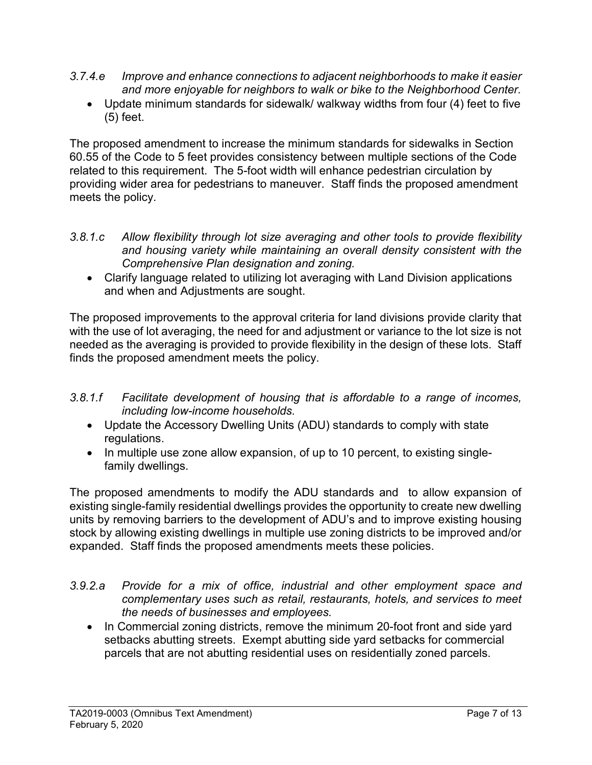*3.7.4.e Improve and enhance connections to adjacent neighborhoods to make it easier and more enjoyable for neighbors to walk or bike to the Neighborhood Center.*

- Update minimum standards for sidewalk/ walkway widths from four (4) feet to five (5) feet.

The proposed amendment to increase the minimum standards for sidewalks in Section 60.55 of the Code to 5 feet provides consistency between multiple sections of the Code related to this requirement. The 5-foot width will enhance pedestrian circulation by providing wider area for pedestrians to maneuver. Staff finds the proposed amendment meets the policy.

*3.8.1.c Allow flexibility through lot size averaging and other tools to provide flexibility and housing variety while maintaining an overall density consistent with the Comprehensive Plan designation and zoning.*

- Clarify language related to utilizing lot averaging with Land Division applications and when and Adjustments are sought.

The proposed improvements to the approval criteria for land divisions provide clarity that with the use of lot averaging, the need for and adjustment or variance to the lot size is not needed as the averaging is provided to provide flexibility in the design of these lots. Staff finds the proposed amendment meets the policy.

*3.8.1.f Facilitate development of housing that is affordable to a range of incomes, including low-income households.*

- Update the Accessory Dwelling Units (ADU) standards to comply with state regulations.
- In multiple use zone allow expansion, of up to 10 percent, to existing single-family dwellings.

The proposed amendments to modify the ADU standards and to allow expansion of existing single-family residential dwellings provides the opportunity to create new dwelling units by removing barriers to the development of ADU's and to improve existing housing stock by allowing existing dwellings in multiple use zoning districts to be improved and/or expanded. Staff finds the proposed amendments meets these policies.

*3.9.2.a Provide for a mix of office, industrial and other employment space and complementary uses such as retail, restaurants, hotels, and services to meet the needs of businesses and employees.*

- In Commercial zoning districts, remove the minimum 20-foot front and side yard setbacks abutting streets. Exempt abutting side yard setbacks for commercial parcels that are not abutting residential uses on residentially zoned parcels.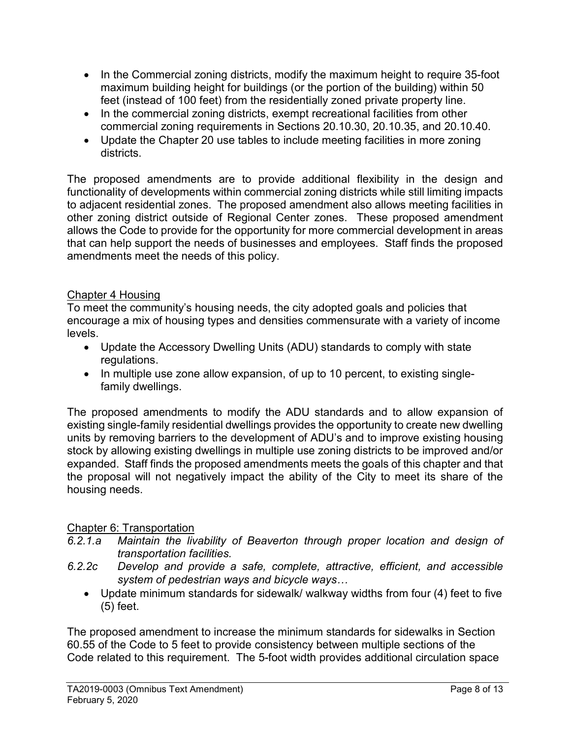- In the Commercial zoning districts, modify the maximum height to require 35-foot maximum building height for buildings (or the portion of the building) within 50 feet (instead of 100 feet) from the residentially zoned private property line.
- In the commercial zoning districts, exempt recreational facilities from other commercial zoning requirements in Sections 20.10.30, 20.10.35, and 20.10.40.
- Update the Chapter 20 use tables to include meeting facilities in more zoning districts.

The proposed amendments are to provide additional flexibility in the design and functionality of developments within commercial zoning districts while still limiting impacts to adjacent residential zones. The proposed amendment also allows meeting facilities in other zoning district outside of Regional Center zones. These proposed amendment allows the Code to provide for the opportunity for more commercial development in areas that can help support the needs of businesses and employees. Staff finds the proposed amendments meet the needs of this policy.

<u>Chapter 4 Housing</u>

To meet the community's housing needs, the city adopted goals and policies that encourage a mix of housing types and densities commensurate with a variety of income levels.

- Update the Accessory Dwelling Units (ADU) standards to comply with state regulations.
- In multiple use zone allow expansion, of up to 10 percent, to existing single-family dwellings.

The proposed amendments to modify the ADU standards and to allow expansion of existing single-family residential dwellings provides the opportunity to create new dwelling units by removing barriers to the development of ADU's and to improve existing housing stock by allowing existing dwellings in multiple use zoning districts to be improved and/or expanded. Staff finds the proposed amendments meets the goals of this chapter and that the proposal will not negatively impact the ability of the City to meet its share of the housing needs.

<u>Chapter 6: Transportation</u>

*6.2.1.a Maintain the livability of Beaverton through proper location and design of transportation facilities.*

*6.2.2c Develop and provide a safe, complete, attractive, efficient, and accessible system of pedestrian ways and bicycle ways…*

- Update minimum standards for sidewalk/ walkway widths from four (4) feet to five (5) feet.

The proposed amendment to increase the minimum standards for sidewalks in Section 60.55 of the Code to 5 feet to provide consistency between multiple sections of the Code related to this requirement. The 5-foot width provides additional circulation space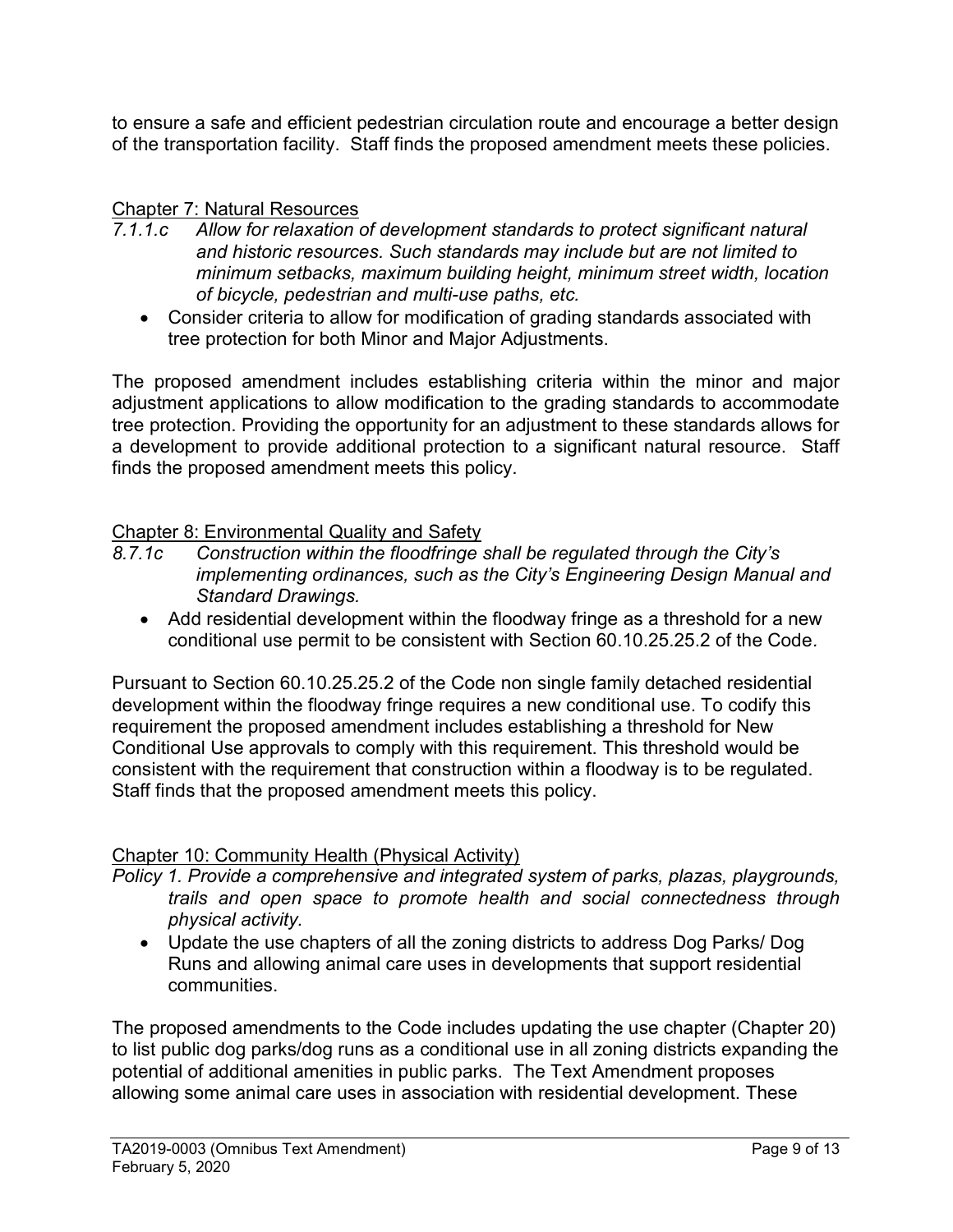to ensure a safe and efficient pedestrian circulation route and encourage a better design of the transportation facility. Staff finds the proposed amendment meets these policies.

<u>Chapter 7: Natural Resources</u>

*7.1.1.c Allow for relaxation of development standards to protect significant natural and historic resources. Such standards may include but are not limited to minimum setbacks, maximum building height, minimum street width, location of bicycle, pedestrian and multi-use paths, etc.*

- Consider criteria to allow for modification of grading standards associated with tree protection for both Minor and Major Adjustments.

The proposed amendment includes establishing criteria within the minor and major adjustment applications to allow modification to the grading standards to accommodate tree protection. Providing the opportunity for an adjustment to these standards allows for a development to provide additional protection to a significant natural resource. Staff finds the proposed amendment meets this policy.

<u>Chapter 8: Environmental Quality and Safety</u>

*8.7.1c Construction within the floodfringe shall be regulated through the City's implementing ordinances, such as the City's Engineering Design Manual and Standard Drawings.*

- Add residential development within the floodway fringe as a threshold for a new conditional use permit to be consistent with Section 60.10.25.25.2 of the Code.

Pursuant to Section 60.10.25.25.2 of the Code non single family detached residential development within the floodway fringe requires a new conditional use. To codify this requirement the proposed amendment includes establishing a threshold for New Conditional Use approvals to comply with this requirement. This threshold would be consistent with the requirement that construction within a floodway is to be regulated. Staff finds that the proposed amendment meets this policy.

<u>Chapter 10: Community Health (Physical Activity)</u>

*Policy 1. Provide a comprehensive and integrated system of parks, plazas, playgrounds, trails and open space to promote health and social connectedness through physical activity.*

- Update the use chapters of all the zoning districts to address Dog Parks/ Dog Runs and allowing animal care uses in developments that support residential communities.

The proposed amendments to the Code includes updating the use chapter (Chapter 20) to list public dog parks/dog runs as a conditional use in all zoning districts expanding the potential of additional amenities in public parks. The Text Amendment proposes allowing some animal care uses in association with residential development. These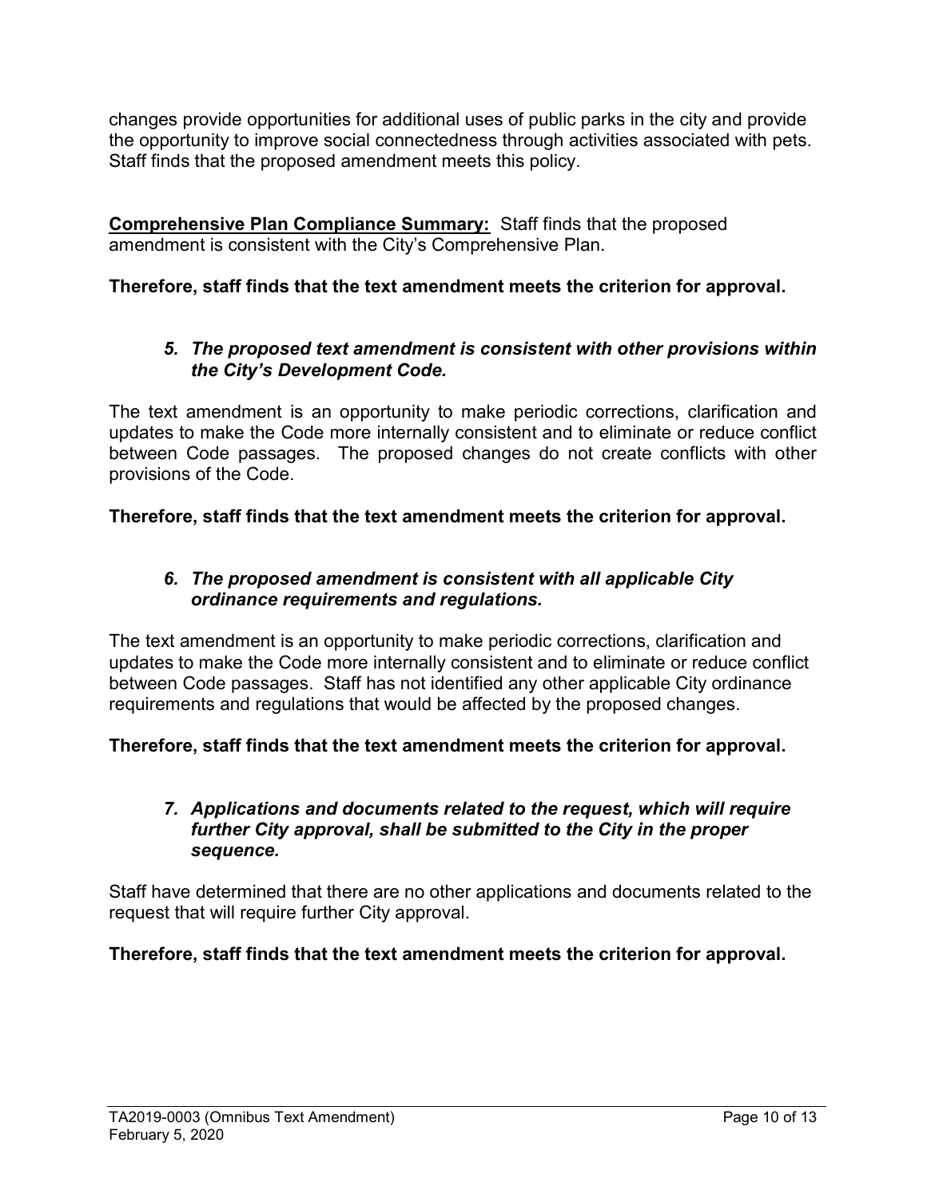changes provide opportunities for additional uses of public parks in the city and provide the opportunity to improve social connectedness through activities associated with pets. Staff finds that the proposed amendment meets this policy.

**<u>Comprehensive Plan Compliance Summary:</u>** Staff finds that the proposed amendment is consistent with the City's Comprehensive Plan.

**Therefore, staff finds that the text amendment meets the criterion for approval.**

5. ***The proposed text amendment is consistent with other provisions within the City's Development Code.***

The text amendment is an opportunity to make periodic corrections, clarification and updates to make the Code more internally consistent and to eliminate or reduce conflict between Code passages. The proposed changes do not create conflicts with other provisions of the Code.

**Therefore, staff finds that the text amendment meets the criterion for approval.**

6. ***The proposed amendment is consistent with all applicable City ordinance requirements and regulations.***

The text amendment is an opportunity to make periodic corrections, clarification and updates to make the Code more internally consistent and to eliminate or reduce conflict between Code passages. Staff has not identified any other applicable City ordinance requirements and regulations that would be affected by the proposed changes.

**Therefore, staff finds that the text amendment meets the criterion for approval.**

7. ***Applications and documents related to the request, which will require further City approval, shall be submitted to the City in the proper sequence.***

Staff have determined that there are no other applications and documents related to the request that will require further City approval.

**Therefore, staff finds that the text amendment meets the criterion for approval.**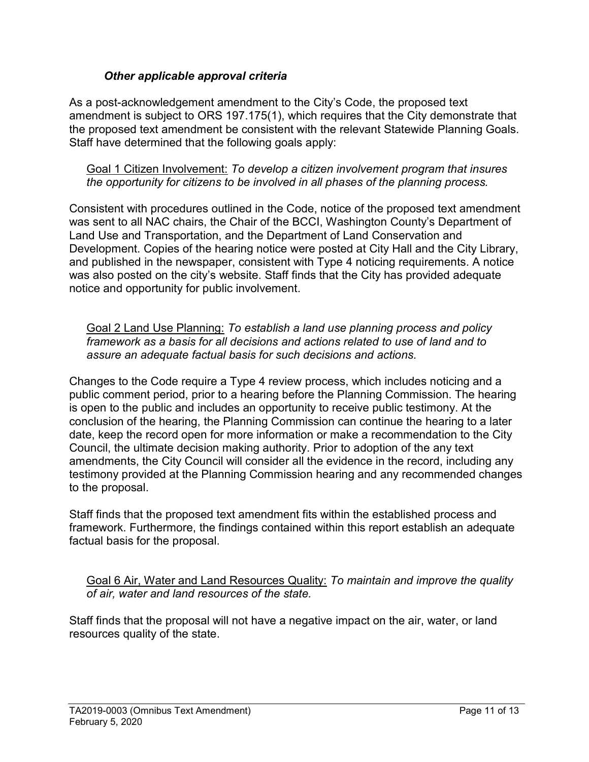### *Other applicable approval criteria*

As a post-acknowledgement amendment to the City's Code, the proposed text amendment is subject to ORS 197.175(1), which requires that the City demonstrate that the proposed text amendment be consistent with the relevant Statewide Planning Goals. Staff have determined that the following goals apply:

> Goal 1 Citizen Involvement: *To develop a citizen involvement program that insures the opportunity for citizens to be involved in all phases of the planning process.*

Consistent with procedures outlined in the Code, notice of the proposed text amendment was sent to all NAC chairs, the Chair of the BCCI, Washington County's Department of Land Use and Transportation, and the Department of Land Conservation and Development. Copies of the hearing notice were posted at City Hall and the City Library, and published in the newspaper, consistent with Type 4 noticing requirements. A notice was also posted on the city's website. Staff finds that the City has provided adequate notice and opportunity for public involvement.

> Goal 2 Land Use Planning: *To establish a land use planning process and policy framework as a basis for all decisions and actions related to use of land and to assure an adequate factual basis for such decisions and actions.*

Changes to the Code require a Type 4 review process, which includes noticing and a public comment period, prior to a hearing before the Planning Commission. The hearing is open to the public and includes an opportunity to receive public testimony. At the conclusion of the hearing, the Planning Commission can continue the hearing to a later date, keep the record open for more information or make a recommendation to the City Council, the ultimate decision making authority. Prior to adoption of the any text amendments, the City Council will consider all the evidence in the record, including any testimony provided at the Planning Commission hearing and any recommended changes to the proposal.

Staff finds that the proposed text amendment fits within the established process and framework. Furthermore, the findings contained within this report establish an adequate factual basis for the proposal.

> Goal 6 Air, Water and Land Resources Quality: *To maintain and improve the quality of air, water and land resources of the state.*

Staff finds that the proposal will not have a negative impact on the air, water, or land resources quality of the state.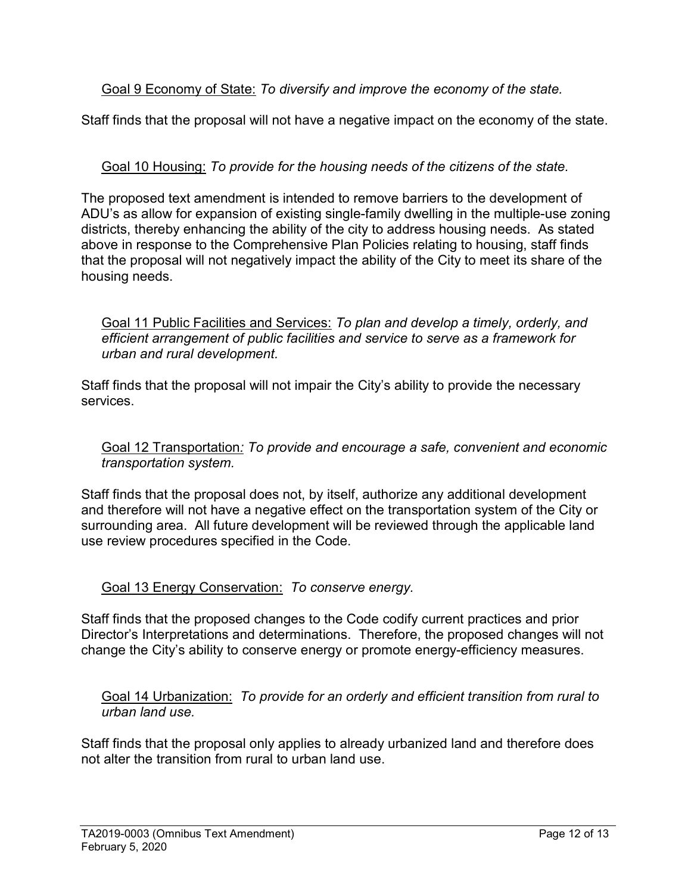<u>Goal 9 Economy of State:</u> *To diversify and improve the economy of the state.*

Staff finds that the proposal will not have a negative impact on the economy of the state.

<u>Goal 10 Housing:</u> *To provide for the housing needs of the citizens of the state.*

The proposed text amendment is intended to remove barriers to the development of ADU's as allow for expansion of existing single-family dwelling in the multiple-use zoning districts, thereby enhancing the ability of the city to address housing needs. As stated above in response to the Comprehensive Plan Policies relating to housing, staff finds that the proposal will not negatively impact the ability of the City to meet its share of the housing needs.

<u>Goal 11 Public Facilities and Services:</u> *To plan and develop a timely, orderly, and efficient arrangement of public facilities and service to serve as a framework for urban and rural development.*

Staff finds that the proposal will not impair the City's ability to provide the necessary services.

<u>Goal 12 Transportation</u>*: To provide and encourage a safe, convenient and economic transportation system.*

Staff finds that the proposal does not, by itself, authorize any additional development and therefore will not have a negative effect on the transportation system of the City or surrounding area. All future development will be reviewed through the applicable land use review procedures specified in the Code.

<u>Goal 13 Energy Conservation:</u> *To conserve energy.*

Staff finds that the proposed changes to the Code codify current practices and prior Director's Interpretations and determinations. Therefore, the proposed changes will not change the City's ability to conserve energy or promote energy-efficiency measures.

<u>Goal 14 Urbanization:</u> *To provide for an orderly and efficient transition from rural to urban land use.*

Staff finds that the proposal only applies to already urbanized land and therefore does not alter the transition from rural to urban land use.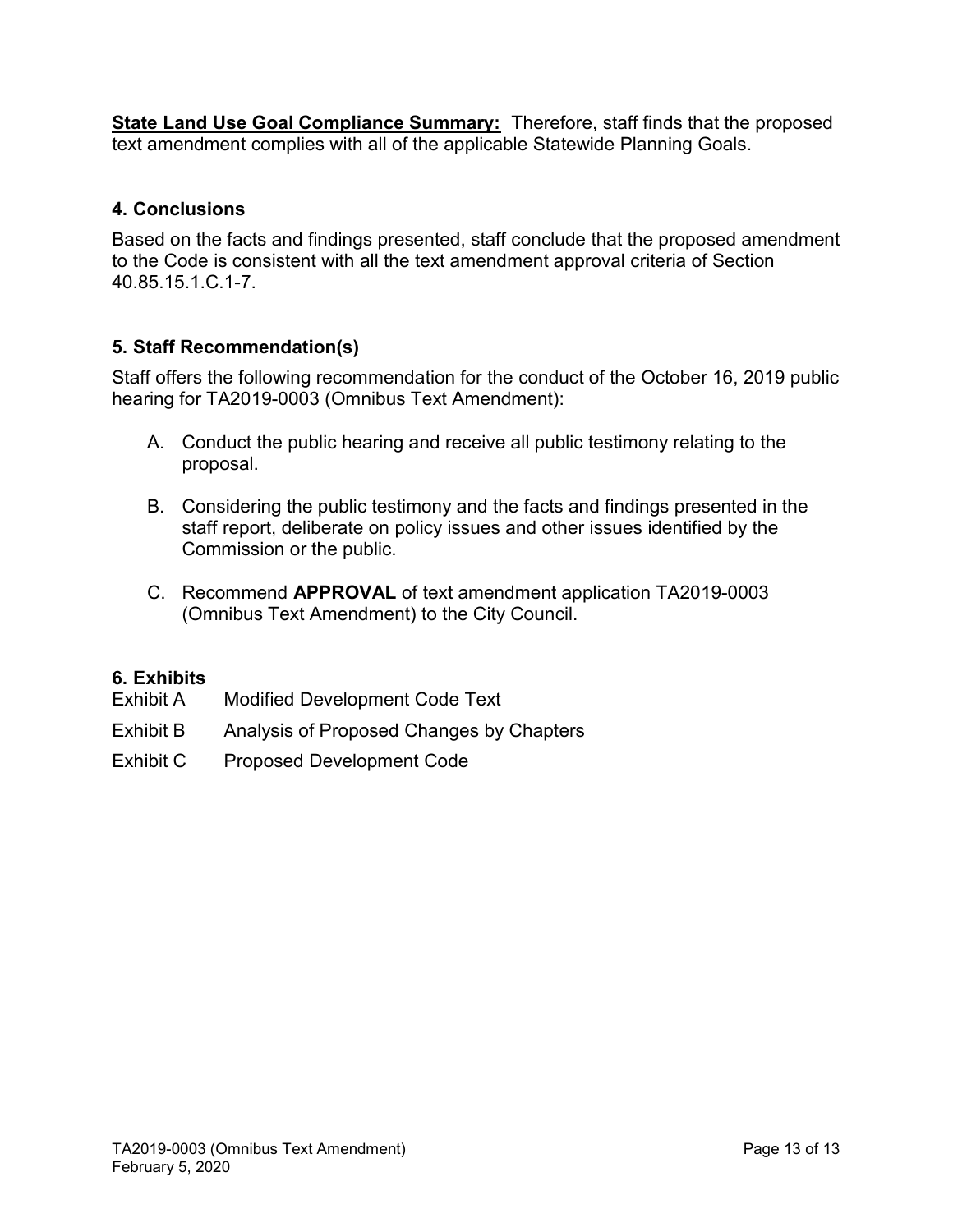**State Land Use Goal Compliance Summary:** Therefore, staff finds that the proposed text amendment complies with all of the applicable Statewide Planning Goals.

## 4. Conclusions

Based on the facts and findings presented, staff conclude that the proposed amendment to the Code is consistent with all the text amendment approval criteria of Section 40.85.15.1.C.1-7.

## 5. Staff Recommendation(s)

Staff offers the following recommendation for the conduct of the October 16, 2019 public hearing for TA2019-0003 (Omnibus Text Amendment):

A. Conduct the public hearing and receive all public testimony relating to the proposal.

B. Considering the public testimony and the facts and findings presented in the staff report, deliberate on policy issues and other issues identified by the Commission or the public.

C. Recommend **APPROVAL** of text amendment application TA2019-0003 (Omnibus Text Amendment) to the City Council.

## 6. Exhibits

Exhibit A Modified Development Code Text

Exhibit B Analysis of Proposed Changes by Chapters

Exhibit C Proposed Development Code